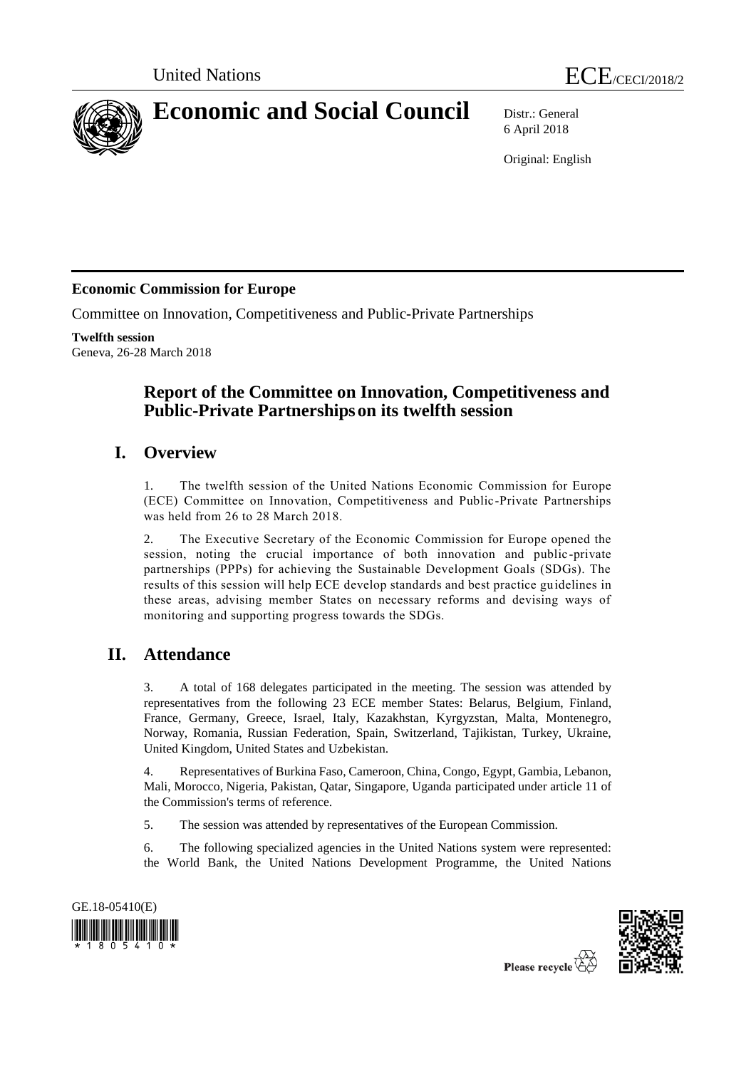United Nations

ECE/CECI/2018/2

# Economic and Social Council

Distr.: General
6 April 2018

Original: English

**Economic Commission for Europe**

Committee on Innovation, Competitiveness and Public-Private Partnerships

**Twelfth session**
Geneva, 26-28 March 2018

## Report of the Committee on Innovation, Competitiveness and Public-Private Partnerships on its twelfth session

## I. Overview

1. The twelfth session of the United Nations Economic Commission for Europe (ECE) Committee on Innovation, Competitiveness and Public-Private Partnerships was held from 26 to 28 March 2018.

2. The Executive Secretary of the Economic Commission for Europe opened the session, noting the crucial importance of both innovation and public-private partnerships (PPPs) for achieving the Sustainable Development Goals (SDGs). The results of this session will help ECE develop standards and best practice guidelines in these areas, advising member States on necessary reforms and devising ways of monitoring and supporting progress towards the SDGs.

## II. Attendance

3. A total of 168 delegates participated in the meeting. The session was attended by representatives from the following 23 ECE member States: Belarus, Belgium, Finland, France, Germany, Greece, Israel, Italy, Kazakhstan, Kyrgyzstan, Malta, Montenegro, Norway, Romania, Russian Federation, Spain, Switzerland, Tajikistan, Turkey, Ukraine, United Kingdom, United States and Uzbekistan.

4. Representatives of Burkina Faso, Cameroon, China, Congo, Egypt, Gambia, Lebanon, Mali, Morocco, Nigeria, Pakistan, Qatar, Singapore, Uganda participated under article 11 of the Commission's terms of reference.

5. The session was attended by representatives of the European Commission.

6. The following specialized agencies in the United Nations system were represented: the World Bank, the United Nations Development Programme, the United Nations

GE.18-05410(E)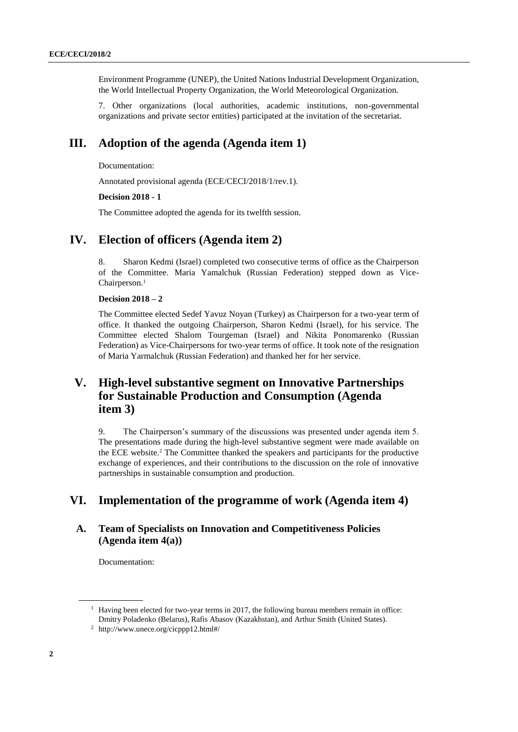Environment Programme (UNEP), the United Nations Industrial Development Organization, the World Intellectual Property Organization, the World Meteorological Organization.

7. Other organizations (local authorities, academic institutions, non-governmental organizations and private sector entities) participated at the invitation of the secretariat.

# III. Adoption of the agenda (Agenda item 1)

Documentation:

Annotated provisional agenda (ECE/CECI/2018/1/rev.1).

**Decision 2018 - 1**

The Committee adopted the agenda for its twelfth session.

# IV. Election of officers (Agenda item 2)

8. Sharon Kedmi (Israel) completed two consecutive terms of office as the Chairperson of the Committee. Maria Yamalchuk (Russian Federation) stepped down as Vice-Chairperson.[1]

**Decision 2018 – 2**

The Committee elected Sedef Yavuz Noyan (Turkey) as Chairperson for a two-year term of office. It thanked the outgoing Chairperson, Sharon Kedmi (Israel), for his service. The Committee elected Shalom Tourgeman (Israel) and Nikita Ponomarenko (Russian Federation) as Vice-Chairpersons for two-year terms of office. It took note of the resignation of Maria Yarmalchuk (Russian Federation) and thanked her for her service.

# V. High-level substantive segment on Innovative Partnerships for Sustainable Production and Consumption (Agenda item 3)

9. The Chairperson's summary of the discussions was presented under agenda item 5. The presentations made during the high-level substantive segment were made available on the ECE website.[2] The Committee thanked the speakers and participants for the productive exchange of experiences, and their contributions to the discussion on the role of innovative partnerships in sustainable consumption and production.

# VI. Implementation of the programme of work (Agenda item 4)

## A. Team of Specialists on Innovation and Competitiveness Policies (Agenda item 4(a))

Documentation:

[1] Having been elected for two-year terms in 2017, the following bureau members remain in office: Dmitry Poladenko (Belarus), Rafis Abasov (Kazakhstan), and Arthur Smith (United States).

[2] http://www.unece.org/cicppp12.html#/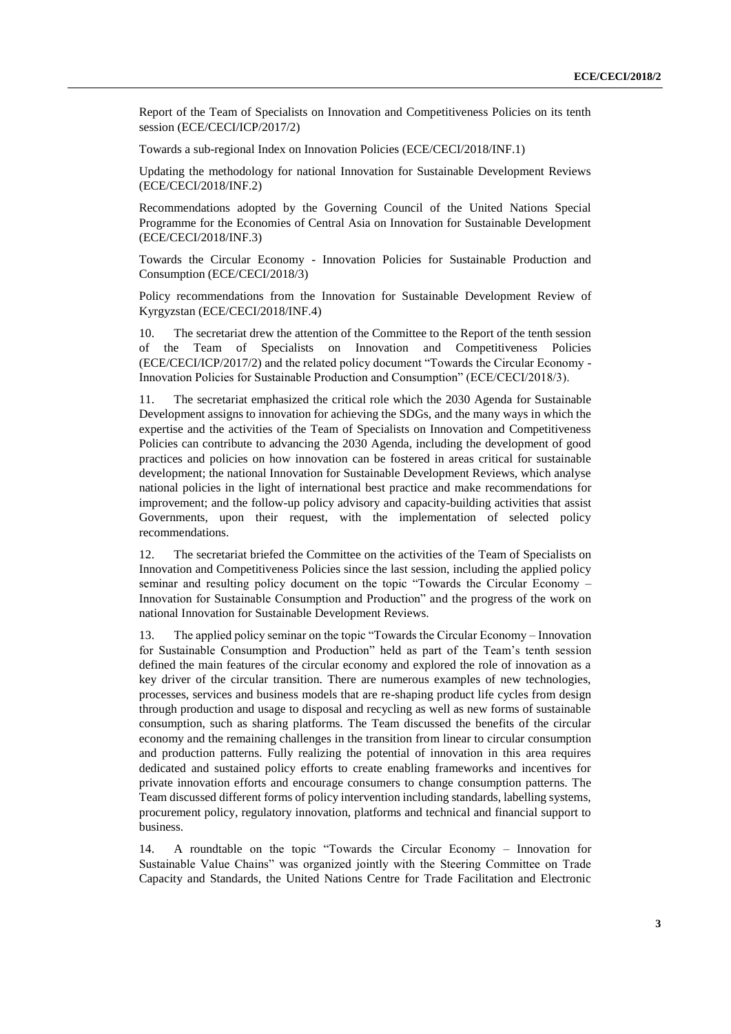Report of the Team of Specialists on Innovation and Competitiveness Policies on its tenth session (ECE/CECI/ICP/2017/2)

Towards a sub-regional Index on Innovation Policies (ECE/CECI/2018/INF.1)

Updating the methodology for national Innovation for Sustainable Development Reviews (ECE/CECI/2018/INF.2)

Recommendations adopted by the Governing Council of the United Nations Special Programme for the Economies of Central Asia on Innovation for Sustainable Development (ECE/CECI/2018/INF.3)

Towards the Circular Economy - Innovation Policies for Sustainable Production and Consumption (ECE/CECI/2018/3)

Policy recommendations from the Innovation for Sustainable Development Review of Kyrgyzstan (ECE/CECI/2018/INF.4)

10. The secretariat drew the attention of the Committee to the Report of the tenth session of the Team of Specialists on Innovation and Competitiveness Policies (ECE/CECI/ICP/2017/2) and the related policy document "Towards the Circular Economy - Innovation Policies for Sustainable Production and Consumption" (ECE/CECI/2018/3).

11. The secretariat emphasized the critical role which the 2030 Agenda for Sustainable Development assigns to innovation for achieving the SDGs, and the many ways in which the expertise and the activities of the Team of Specialists on Innovation and Competitiveness Policies can contribute to advancing the 2030 Agenda, including the development of good practices and policies on how innovation can be fostered in areas critical for sustainable development; the national Innovation for Sustainable Development Reviews, which analyse national policies in the light of international best practice and make recommendations for improvement; and the follow-up policy advisory and capacity-building activities that assist Governments, upon their request, with the implementation of selected policy recommendations.

12. The secretariat briefed the Committee on the activities of the Team of Specialists on Innovation and Competitiveness Policies since the last session, including the applied policy seminar and resulting policy document on the topic "Towards the Circular Economy – Innovation for Sustainable Consumption and Production" and the progress of the work on national Innovation for Sustainable Development Reviews.

13. The applied policy seminar on the topic "Towards the Circular Economy – Innovation for Sustainable Consumption and Production" held as part of the Team's tenth session defined the main features of the circular economy and explored the role of innovation as a key driver of the circular transition. There are numerous examples of new technologies, processes, services and business models that are re-shaping product life cycles from design through production and usage to disposal and recycling as well as new forms of sustainable consumption, such as sharing platforms. The Team discussed the benefits of the circular economy and the remaining challenges in the transition from linear to circular consumption and production patterns. Fully realizing the potential of innovation in this area requires dedicated and sustained policy efforts to create enabling frameworks and incentives for private innovation efforts and encourage consumers to change consumption patterns. The Team discussed different forms of policy intervention including standards, labelling systems, procurement policy, regulatory innovation, platforms and technical and financial support to business.

14. A roundtable on the topic "Towards the Circular Economy – Innovation for Sustainable Value Chains" was organized jointly with the Steering Committee on Trade Capacity and Standards, the United Nations Centre for Trade Facilitation and Electronic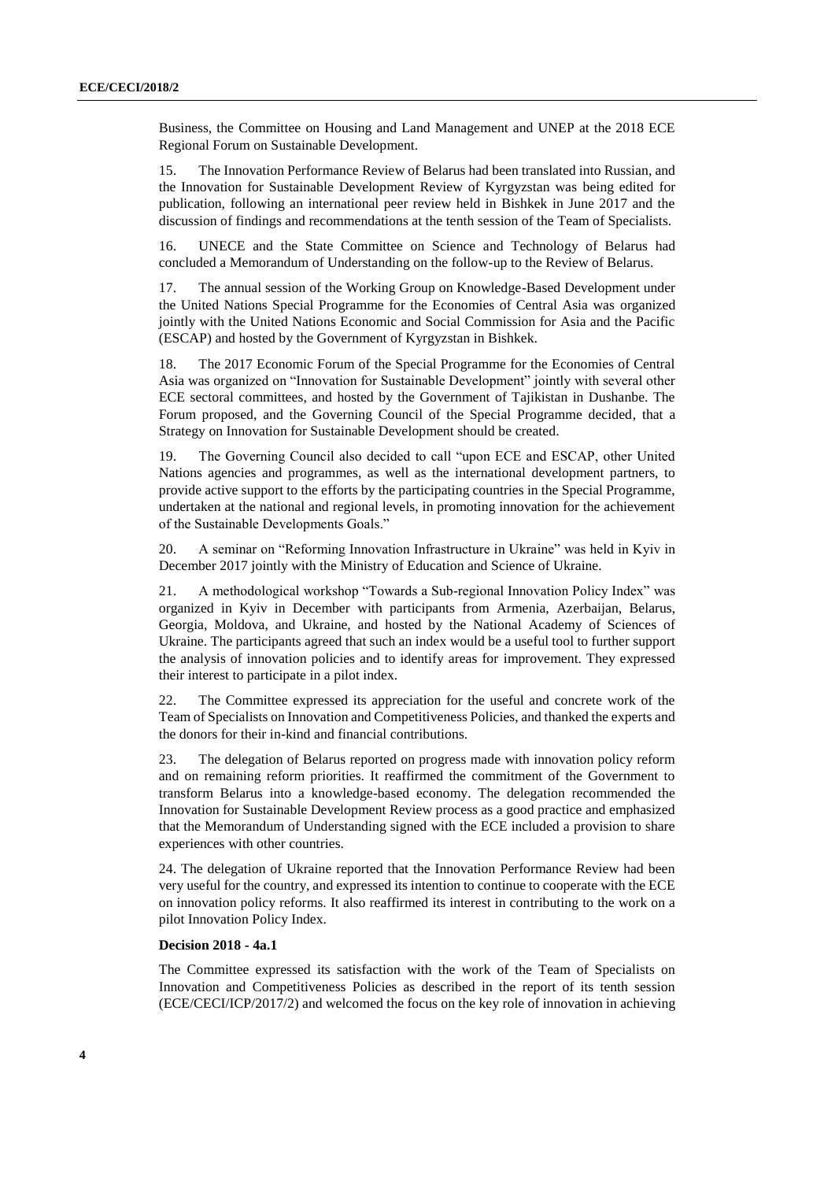Business, the Committee on Housing and Land Management and UNEP at the 2018 ECE Regional Forum on Sustainable Development.

15. The Innovation Performance Review of Belarus had been translated into Russian, and the Innovation for Sustainable Development Review of Kyrgyzstan was being edited for publication, following an international peer review held in Bishkek in June 2017 and the discussion of findings and recommendations at the tenth session of the Team of Specialists.

16. UNECE and the State Committee on Science and Technology of Belarus had concluded a Memorandum of Understanding on the follow-up to the Review of Belarus.

17. The annual session of the Working Group on Knowledge-Based Development under the United Nations Special Programme for the Economies of Central Asia was organized jointly with the United Nations Economic and Social Commission for Asia and the Pacific (ESCAP) and hosted by the Government of Kyrgyzstan in Bishkek.

18. The 2017 Economic Forum of the Special Programme for the Economies of Central Asia was organized on "Innovation for Sustainable Development" jointly with several other ECE sectoral committees, and hosted by the Government of Tajikistan in Dushanbe. The Forum proposed, and the Governing Council of the Special Programme decided, that a Strategy on Innovation for Sustainable Development should be created.

19. The Governing Council also decided to call "upon ECE and ESCAP, other United Nations agencies and programmes, as well as the international development partners, to provide active support to the efforts by the participating countries in the Special Programme, undertaken at the national and regional levels, in promoting innovation for the achievement of the Sustainable Developments Goals."

20. A seminar on "Reforming Innovation Infrastructure in Ukraine" was held in Kyiv in December 2017 jointly with the Ministry of Education and Science of Ukraine.

21. A methodological workshop "Towards a Sub-regional Innovation Policy Index" was organized in Kyiv in December with participants from Armenia, Azerbaijan, Belarus, Georgia, Moldova, and Ukraine, and hosted by the National Academy of Sciences of Ukraine. The participants agreed that such an index would be a useful tool to further support the analysis of innovation policies and to identify areas for improvement. They expressed their interest to participate in a pilot index.

22. The Committee expressed its appreciation for the useful and concrete work of the Team of Specialists on Innovation and Competitiveness Policies, and thanked the experts and the donors for their in-kind and financial contributions.

23. The delegation of Belarus reported on progress made with innovation policy reform and on remaining reform priorities. It reaffirmed the commitment of the Government to transform Belarus into a knowledge-based economy. The delegation recommended the Innovation for Sustainable Development Review process as a good practice and emphasized that the Memorandum of Understanding signed with the ECE included a provision to share experiences with other countries.

24. The delegation of Ukraine reported that the Innovation Performance Review had been very useful for the country, and expressed its intention to continue to cooperate with the ECE on innovation policy reforms. It also reaffirmed its interest in contributing to the work on a pilot Innovation Policy Index.

**Decision 2018 - 4a.1**

The Committee expressed its satisfaction with the work of the Team of Specialists on Innovation and Competitiveness Policies as described in the report of its tenth session (ECE/CECI/ICP/2017/2) and welcomed the focus on the key role of innovation in achieving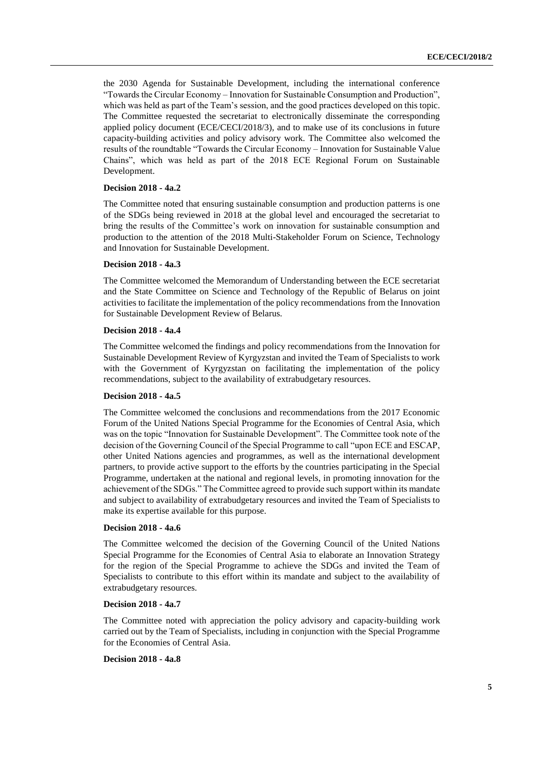the 2030 Agenda for Sustainable Development, including the international conference "Towards the Circular Economy – Innovation for Sustainable Consumption and Production", which was held as part of the Team's session, and the good practices developed on this topic. The Committee requested the secretariat to electronically disseminate the corresponding applied policy document (ECE/CECI/2018/3), and to make use of its conclusions in future capacity-building activities and policy advisory work. The Committee also welcomed the results of the roundtable "Towards the Circular Economy – Innovation for Sustainable Value Chains", which was held as part of the 2018 ECE Regional Forum on Sustainable Development.

**Decision 2018 - 4a.2**

The Committee noted that ensuring sustainable consumption and production patterns is one of the SDGs being reviewed in 2018 at the global level and encouraged the secretariat to bring the results of the Committee's work on innovation for sustainable consumption and production to the attention of the 2018 Multi-Stakeholder Forum on Science, Technology and Innovation for Sustainable Development.

**Decision 2018 - 4a.3**

The Committee welcomed the Memorandum of Understanding between the ECE secretariat and the State Committee on Science and Technology of the Republic of Belarus on joint activities to facilitate the implementation of the policy recommendations from the Innovation for Sustainable Development Review of Belarus.

**Decision 2018 - 4a.4**

The Committee welcomed the findings and policy recommendations from the Innovation for Sustainable Development Review of Kyrgyzstan and invited the Team of Specialists to work with the Government of Kyrgyzstan on facilitating the implementation of the policy recommendations, subject to the availability of extrabudgetary resources.

**Decision 2018 - 4a.5**

The Committee welcomed the conclusions and recommendations from the 2017 Economic Forum of the United Nations Special Programme for the Economies of Central Asia, which was on the topic "Innovation for Sustainable Development". The Committee took note of the decision of the Governing Council of the Special Programme to call "upon ECE and ESCAP, other United Nations agencies and programmes, as well as the international development partners, to provide active support to the efforts by the countries participating in the Special Programme, undertaken at the national and regional levels, in promoting innovation for the achievement of the SDGs." The Committee agreed to provide such support within its mandate and subject to availability of extrabudgetary resources and invited the Team of Specialists to make its expertise available for this purpose.

**Decision 2018 - 4a.6**

The Committee welcomed the decision of the Governing Council of the United Nations Special Programme for the Economies of Central Asia to elaborate an Innovation Strategy for the region of the Special Programme to achieve the SDGs and invited the Team of Specialists to contribute to this effort within its mandate and subject to the availability of extrabudgetary resources.

**Decision 2018 - 4a.7**

The Committee noted with appreciation the policy advisory and capacity-building work carried out by the Team of Specialists, including in conjunction with the Special Programme for the Economies of Central Asia.

**Decision 2018 - 4a.8**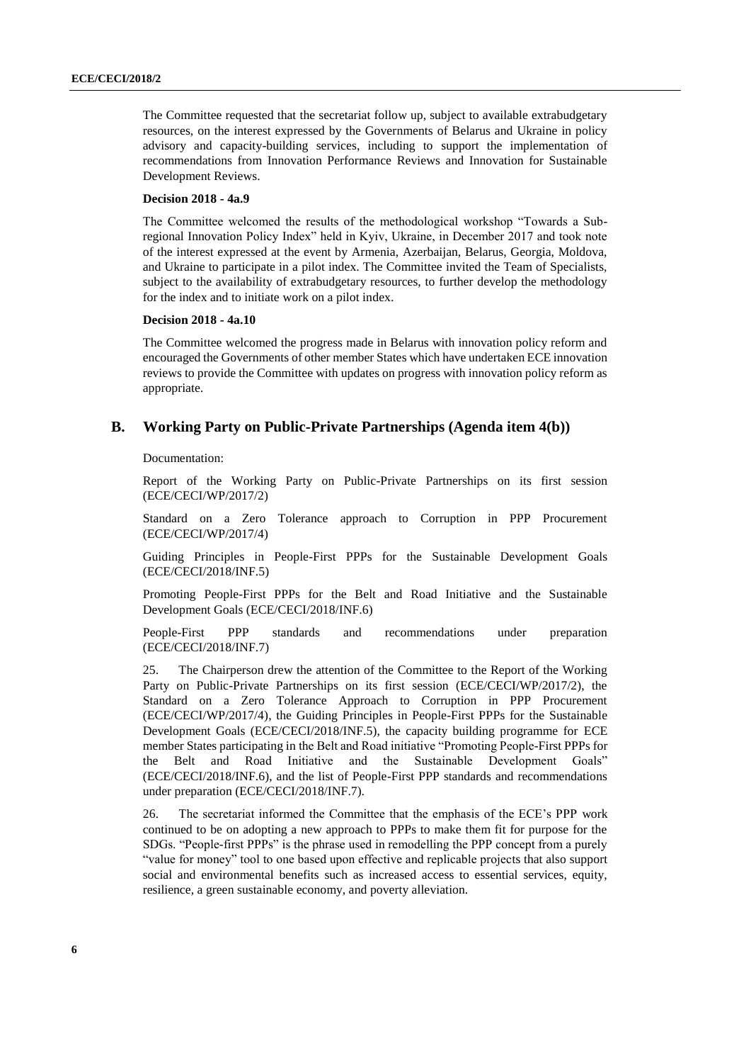The Committee requested that the secretariat follow up, subject to available extrabudgetary resources, on the interest expressed by the Governments of Belarus and Ukraine in policy advisory and capacity-building services, including to support the implementation of recommendations from Innovation Performance Reviews and Innovation for Sustainable Development Reviews.

**Decision 2018 - 4a.9**

The Committee welcomed the results of the methodological workshop "Towards a Sub-regional Innovation Policy Index" held in Kyiv, Ukraine, in December 2017 and took note of the interest expressed at the event by Armenia, Azerbaijan, Belarus, Georgia, Moldova, and Ukraine to participate in a pilot index. The Committee invited the Team of Specialists, subject to the availability of extrabudgetary resources, to further develop the methodology for the index and to initiate work on a pilot index.

**Decision 2018 - 4a.10**

The Committee welcomed the progress made in Belarus with innovation policy reform and encouraged the Governments of other member States which have undertaken ECE innovation reviews to provide the Committee with updates on progress with innovation policy reform as appropriate.

## B. Working Party on Public-Private Partnerships (Agenda item 4(b))

Documentation:

Report of the Working Party on Public-Private Partnerships on its first session (ECE/CECI/WP/2017/2)

Standard on a Zero Tolerance approach to Corruption in PPP Procurement (ECE/CECI/WP/2017/4)

Guiding Principles in People-First PPPs for the Sustainable Development Goals (ECE/CECI/2018/INF.5)

Promoting People-First PPPs for the Belt and Road Initiative and the Sustainable Development Goals (ECE/CECI/2018/INF.6)

People-First PPP standards and recommendations under preparation (ECE/CECI/2018/INF.7)

25. The Chairperson drew the attention of the Committee to the Report of the Working Party on Public-Private Partnerships on its first session (ECE/CECI/WP/2017/2), the Standard on a Zero Tolerance Approach to Corruption in PPP Procurement (ECE/CECI/WP/2017/4), the Guiding Principles in People-First PPPs for the Sustainable Development Goals (ECE/CECI/2018/INF.5), the capacity building programme for ECE member States participating in the Belt and Road initiative "Promoting People-First PPPs for the Belt and Road Initiative and the Sustainable Development Goals" (ECE/CECI/2018/INF.6), and the list of People-First PPP standards and recommendations under preparation (ECE/CECI/2018/INF.7).

26. The secretariat informed the Committee that the emphasis of the ECE's PPP work continued to be on adopting a new approach to PPPs to make them fit for purpose for the SDGs. "People-first PPPs" is the phrase used in remodelling the PPP concept from a purely "value for money" tool to one based upon effective and replicable projects that also support social and environmental benefits such as increased access to essential services, equity, resilience, a green sustainable economy, and poverty alleviation.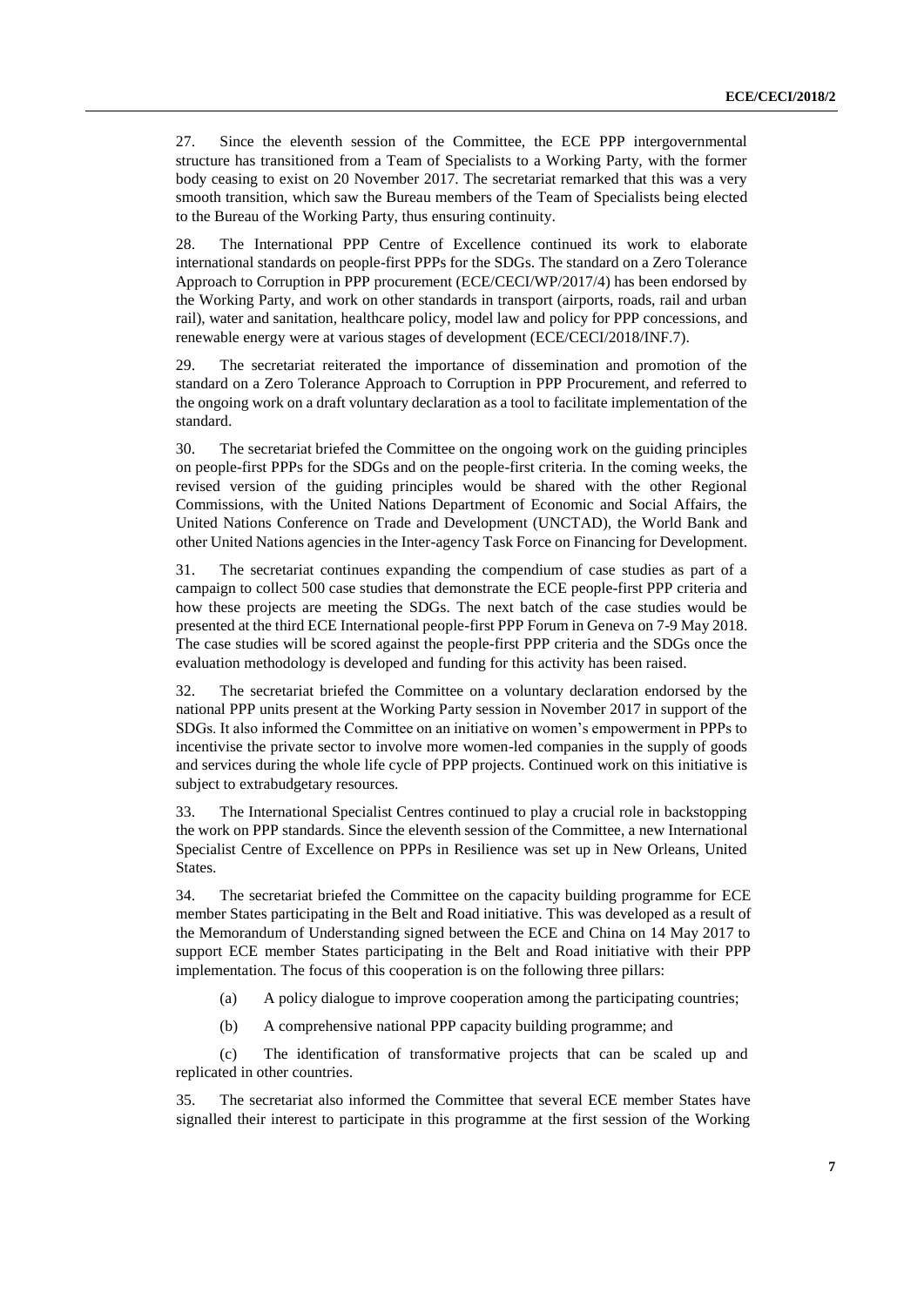27. Since the eleventh session of the Committee, the ECE PPP intergovernmental structure has transitioned from a Team of Specialists to a Working Party, with the former body ceasing to exist on 20 November 2017. The secretariat remarked that this was a very smooth transition, which saw the Bureau members of the Team of Specialists being elected to the Bureau of the Working Party, thus ensuring continuity.

28. The International PPP Centre of Excellence continued its work to elaborate international standards on people-first PPPs for the SDGs. The standard on a Zero Tolerance Approach to Corruption in PPP procurement (ECE/CECI/WP/2017/4) has been endorsed by the Working Party, and work on other standards in transport (airports, roads, rail and urban rail), water and sanitation, healthcare policy, model law and policy for PPP concessions, and renewable energy were at various stages of development (ECE/CECI/2018/INF.7).

29. The secretariat reiterated the importance of dissemination and promotion of the standard on a Zero Tolerance Approach to Corruption in PPP Procurement, and referred to the ongoing work on a draft voluntary declaration as a tool to facilitate implementation of the standard.

30. The secretariat briefed the Committee on the ongoing work on the guiding principles on people-first PPPs for the SDGs and on the people-first criteria. In the coming weeks, the revised version of the guiding principles would be shared with the other Regional Commissions, with the United Nations Department of Economic and Social Affairs, the United Nations Conference on Trade and Development (UNCTAD), the World Bank and other United Nations agencies in the Inter-agency Task Force on Financing for Development.

31. The secretariat continues expanding the compendium of case studies as part of a campaign to collect 500 case studies that demonstrate the ECE people-first PPP criteria and how these projects are meeting the SDGs. The next batch of the case studies would be presented at the third ECE International people-first PPP Forum in Geneva on 7-9 May 2018. The case studies will be scored against the people-first PPP criteria and the SDGs once the evaluation methodology is developed and funding for this activity has been raised.

32. The secretariat briefed the Committee on a voluntary declaration endorsed by the national PPP units present at the Working Party session in November 2017 in support of the SDGs. It also informed the Committee on an initiative on women's empowerment in PPPs to incentivise the private sector to involve more women-led companies in the supply of goods and services during the whole life cycle of PPP projects. Continued work on this initiative is subject to extrabudgetary resources.

33. The International Specialist Centres continued to play a crucial role in backstopping the work on PPP standards. Since the eleventh session of the Committee, a new International Specialist Centre of Excellence on PPPs in Resilience was set up in New Orleans, United States.

34. The secretariat briefed the Committee on the capacity building programme for ECE member States participating in the Belt and Road initiative. This was developed as a result of the Memorandum of Understanding signed between the ECE and China on 14 May 2017 to support ECE member States participating in the Belt and Road initiative with their PPP implementation. The focus of this cooperation is on the following three pillars:

(a) A policy dialogue to improve cooperation among the participating countries;

(b) A comprehensive national PPP capacity building programme; and

(c) The identification of transformative projects that can be scaled up and replicated in other countries.

35. The secretariat also informed the Committee that several ECE member States have signalled their interest to participate in this programme at the first session of the Working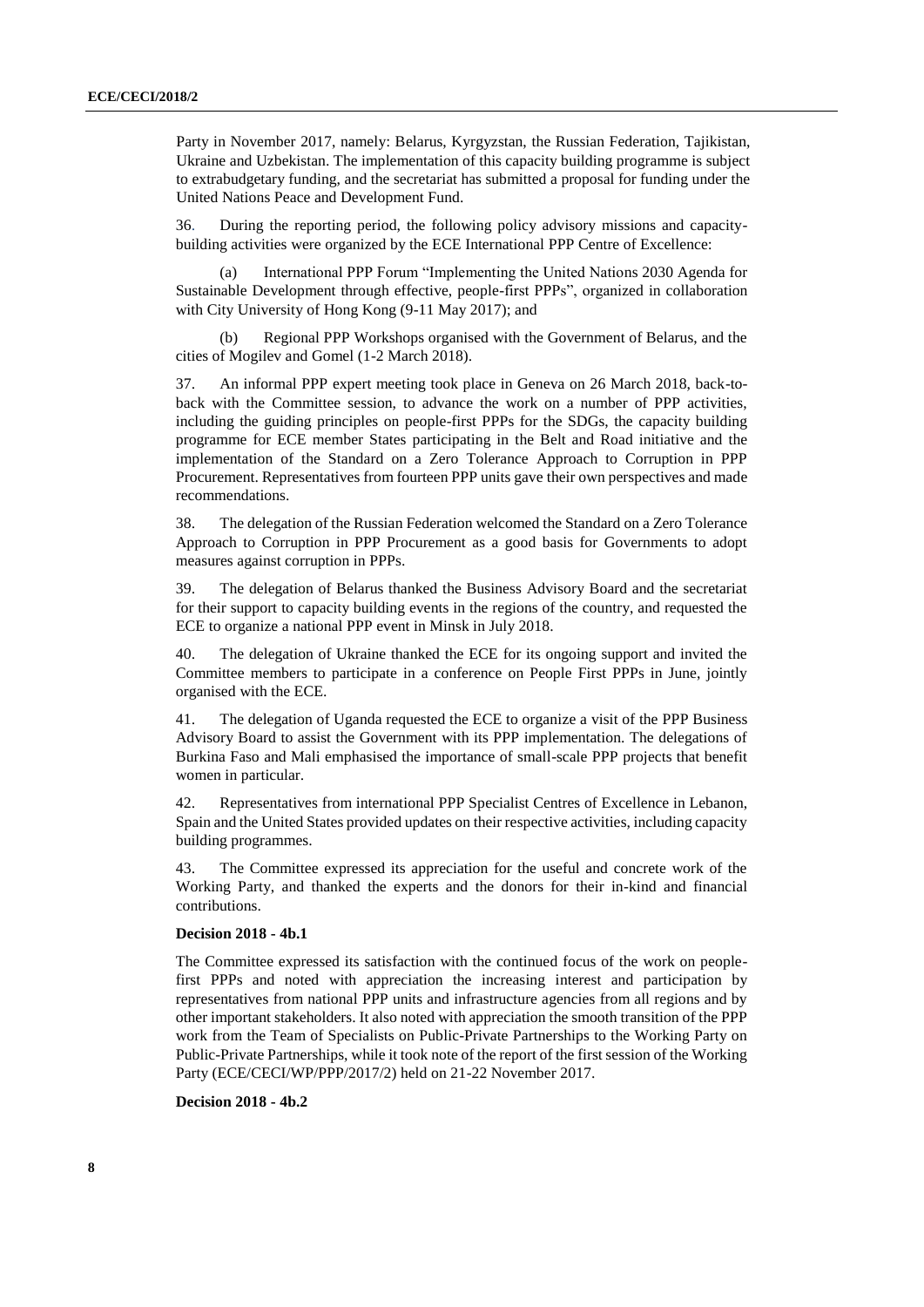Party in November 2017, namely: Belarus, Kyrgyzstan, the Russian Federation, Tajikistan, Ukraine and Uzbekistan. The implementation of this capacity building programme is subject to extrabudgetary funding, and the secretariat has submitted a proposal for funding under the United Nations Peace and Development Fund.

36. During the reporting period, the following policy advisory missions and capacity-building activities were organized by the ECE International PPP Centre of Excellence:

(a) International PPP Forum "Implementing the United Nations 2030 Agenda for Sustainable Development through effective, people-first PPPs", organized in collaboration with City University of Hong Kong (9-11 May 2017); and

(b) Regional PPP Workshops organised with the Government of Belarus, and the cities of Mogilev and Gomel (1-2 March 2018).

37. An informal PPP expert meeting took place in Geneva on 26 March 2018, back-to-back with the Committee session, to advance the work on a number of PPP activities, including the guiding principles on people-first PPPs for the SDGs, the capacity building programme for ECE member States participating in the Belt and Road initiative and the implementation of the Standard on a Zero Tolerance Approach to Corruption in PPP Procurement. Representatives from fourteen PPP units gave their own perspectives and made recommendations.

38. The delegation of the Russian Federation welcomed the Standard on a Zero Tolerance Approach to Corruption in PPP Procurement as a good basis for Governments to adopt measures against corruption in PPPs.

39. The delegation of Belarus thanked the Business Advisory Board and the secretariat for their support to capacity building events in the regions of the country, and requested the ECE to organize a national PPP event in Minsk in July 2018.

40. The delegation of Ukraine thanked the ECE for its ongoing support and invited the Committee members to participate in a conference on People First PPPs in June, jointly organised with the ECE.

41. The delegation of Uganda requested the ECE to organize a visit of the PPP Business Advisory Board to assist the Government with its PPP implementation. The delegations of Burkina Faso and Mali emphasised the importance of small-scale PPP projects that benefit women in particular.

42. Representatives from international PPP Specialist Centres of Excellence in Lebanon, Spain and the United States provided updates on their respective activities, including capacity building programmes.

43. The Committee expressed its appreciation for the useful and concrete work of the Working Party, and thanked the experts and the donors for their in-kind and financial contributions.

**Decision 2018 - 4b.1**

The Committee expressed its satisfaction with the continued focus of the work on people-first PPPs and noted with appreciation the increasing interest and participation by representatives from national PPP units and infrastructure agencies from all regions and by other important stakeholders. It also noted with appreciation the smooth transition of the PPP work from the Team of Specialists on Public-Private Partnerships to the Working Party on Public-Private Partnerships, while it took note of the report of the first session of the Working Party (ECE/CECI/WP/PPP/2017/2) held on 21-22 November 2017.

**Decision 2018 - 4b.2**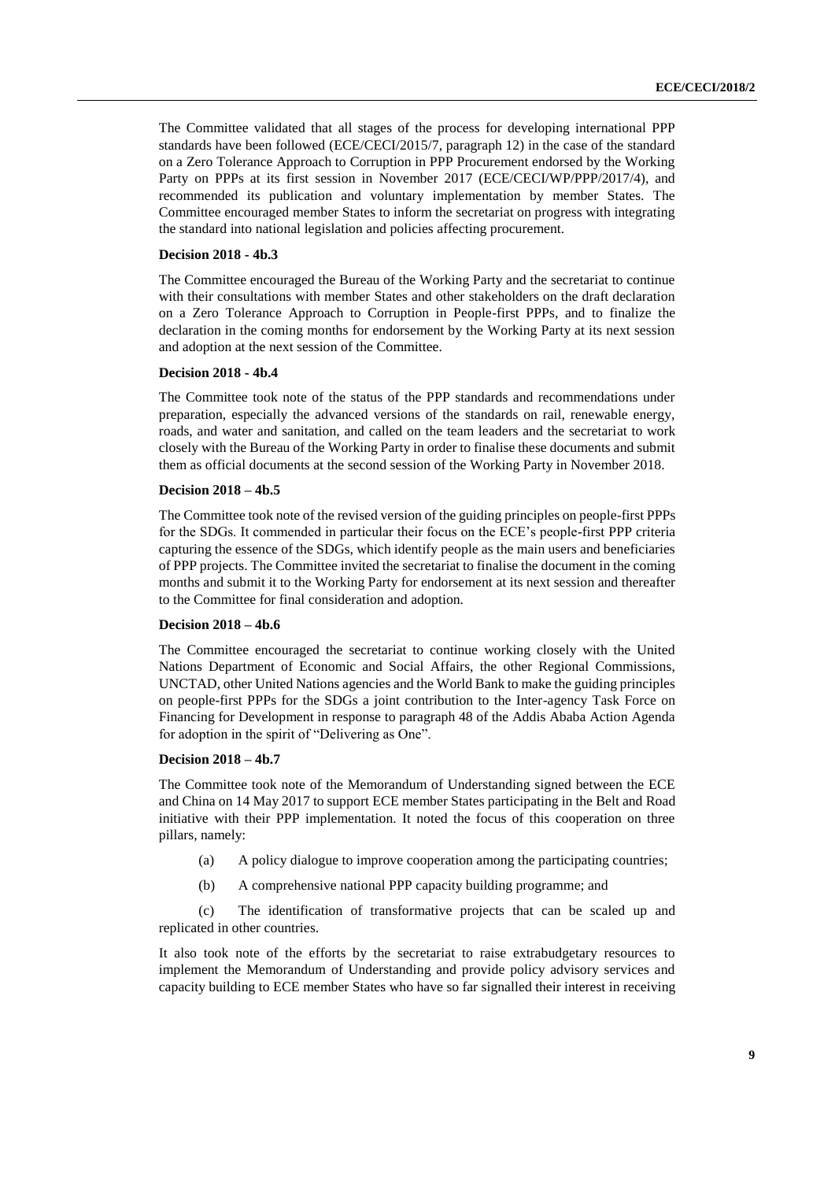The Committee validated that all stages of the process for developing international PPP standards have been followed (ECE/CECI/2015/7, paragraph 12) in the case of the standard on a Zero Tolerance Approach to Corruption in PPP Procurement endorsed by the Working Party on PPPs at its first session in November 2017 (ECE/CECI/WP/PPP/2017/4), and recommended its publication and voluntary implementation by member States. The Committee encouraged member States to inform the secretariat on progress with integrating the standard into national legislation and policies affecting procurement.

**Decision 2018 - 4b.3**

The Committee encouraged the Bureau of the Working Party and the secretariat to continue with their consultations with member States and other stakeholders on the draft declaration on a Zero Tolerance Approach to Corruption in People-first PPPs, and to finalize the declaration in the coming months for endorsement by the Working Party at its next session and adoption at the next session of the Committee.

**Decision 2018 - 4b.4**

The Committee took note of the status of the PPP standards and recommendations under preparation, especially the advanced versions of the standards on rail, renewable energy, roads, and water and sanitation, and called on the team leaders and the secretariat to work closely with the Bureau of the Working Party in order to finalise these documents and submit them as official documents at the second session of the Working Party in November 2018.

**Decision 2018 – 4b.5**

The Committee took note of the revised version of the guiding principles on people-first PPPs for the SDGs. It commended in particular their focus on the ECE's people-first PPP criteria capturing the essence of the SDGs, which identify people as the main users and beneficiaries of PPP projects. The Committee invited the secretariat to finalise the document in the coming months and submit it to the Working Party for endorsement at its next session and thereafter to the Committee for final consideration and adoption.

**Decision 2018 – 4b.6**

The Committee encouraged the secretariat to continue working closely with the United Nations Department of Economic and Social Affairs, the other Regional Commissions, UNCTAD, other United Nations agencies and the World Bank to make the guiding principles on people-first PPPs for the SDGs a joint contribution to the Inter-agency Task Force on Financing for Development in response to paragraph 48 of the Addis Ababa Action Agenda for adoption in the spirit of "Delivering as One".

**Decision 2018 – 4b.7**

The Committee took note of the Memorandum of Understanding signed between the ECE and China on 14 May 2017 to support ECE member States participating in the Belt and Road initiative with their PPP implementation. It noted the focus of this cooperation on three pillars, namely:

(a) A policy dialogue to improve cooperation among the participating countries;

(b) A comprehensive national PPP capacity building programme; and

(c) The identification of transformative projects that can be scaled up and replicated in other countries.

It also took note of the efforts by the secretariat to raise extrabudgetary resources to implement the Memorandum of Understanding and provide policy advisory services and capacity building to ECE member States who have so far signalled their interest in receiving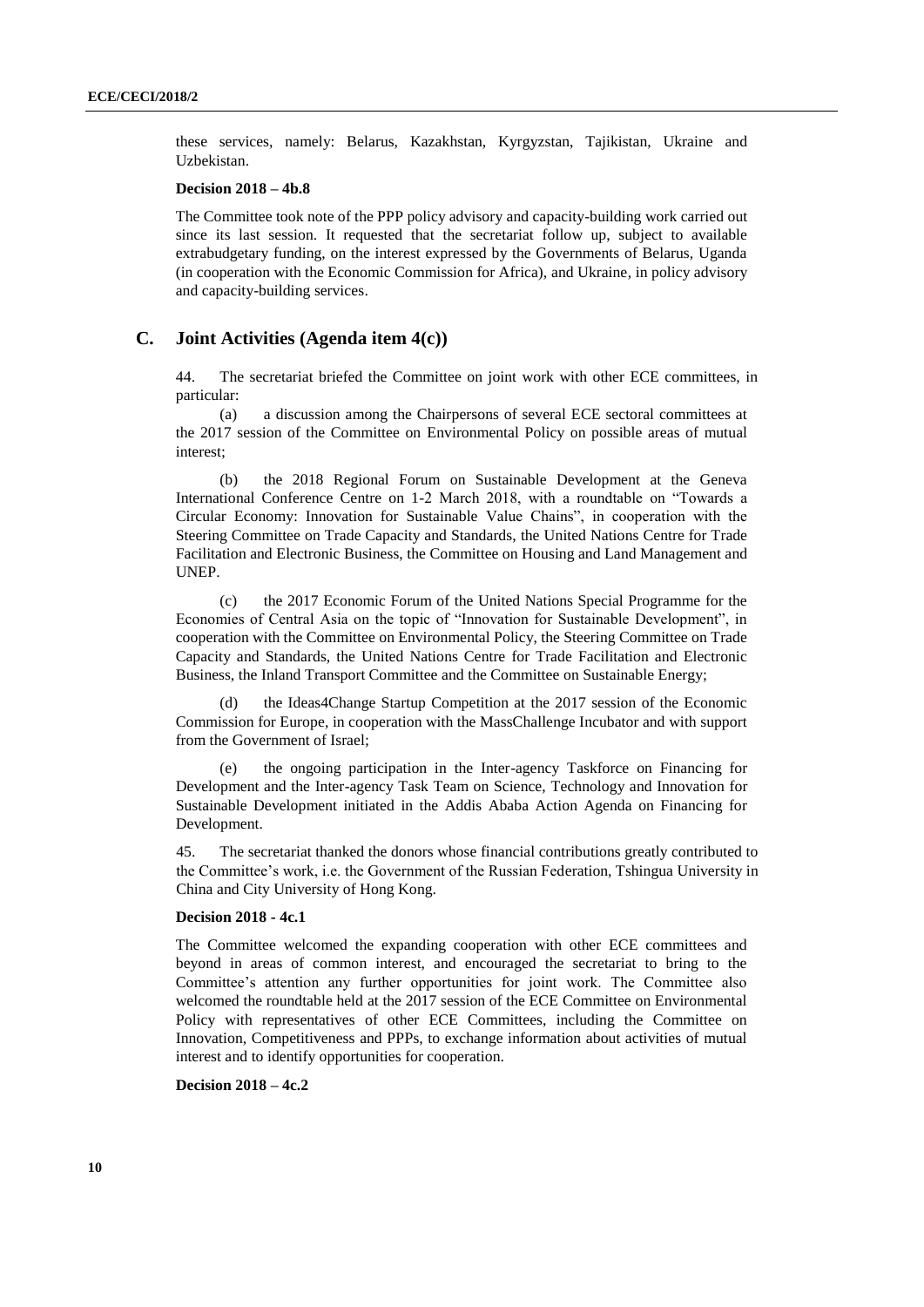these services, namely: Belarus, Kazakhstan, Kyrgyzstan, Tajikistan, Ukraine and Uzbekistan.

**Decision 2018 – 4b.8**

The Committee took note of the PPP policy advisory and capacity-building work carried out since its last session. It requested that the secretariat follow up, subject to available extrabudgetary funding, on the interest expressed by the Governments of Belarus, Uganda (in cooperation with the Economic Commission for Africa), and Ukraine, in policy advisory and capacity-building services.

## C. Joint Activities (Agenda item 4(c))

44. The secretariat briefed the Committee on joint work with other ECE committees, in particular:

(a) a discussion among the Chairpersons of several ECE sectoral committees at the 2017 session of the Committee on Environmental Policy on possible areas of mutual interest;

(b) the 2018 Regional Forum on Sustainable Development at the Geneva International Conference Centre on 1-2 March 2018, with a roundtable on "Towards a Circular Economy: Innovation for Sustainable Value Chains", in cooperation with the Steering Committee on Trade Capacity and Standards, the United Nations Centre for Trade Facilitation and Electronic Business, the Committee on Housing and Land Management and UNEP.

(c) the 2017 Economic Forum of the United Nations Special Programme for the Economies of Central Asia on the topic of "Innovation for Sustainable Development", in cooperation with the Committee on Environmental Policy, the Steering Committee on Trade Capacity and Standards, the United Nations Centre for Trade Facilitation and Electronic Business, the Inland Transport Committee and the Committee on Sustainable Energy;

(d) the Ideas4Change Startup Competition at the 2017 session of the Economic Commission for Europe, in cooperation with the MassChallenge Incubator and with support from the Government of Israel;

(e) the ongoing participation in the Inter-agency Taskforce on Financing for Development and the Inter-agency Task Team on Science, Technology and Innovation for Sustainable Development initiated in the Addis Ababa Action Agenda on Financing for Development.

45. The secretariat thanked the donors whose financial contributions greatly contributed to the Committee's work, i.e. the Government of the Russian Federation, Tshingua University in China and City University of Hong Kong.

**Decision 2018 - 4c.1**

The Committee welcomed the expanding cooperation with other ECE committees and beyond in areas of common interest, and encouraged the secretariat to bring to the Committee's attention any further opportunities for joint work. The Committee also welcomed the roundtable held at the 2017 session of the ECE Committee on Environmental Policy with representatives of other ECE Committees, including the Committee on Innovation, Competitiveness and PPPs, to exchange information about activities of mutual interest and to identify opportunities for cooperation.

**Decision 2018 – 4c.2**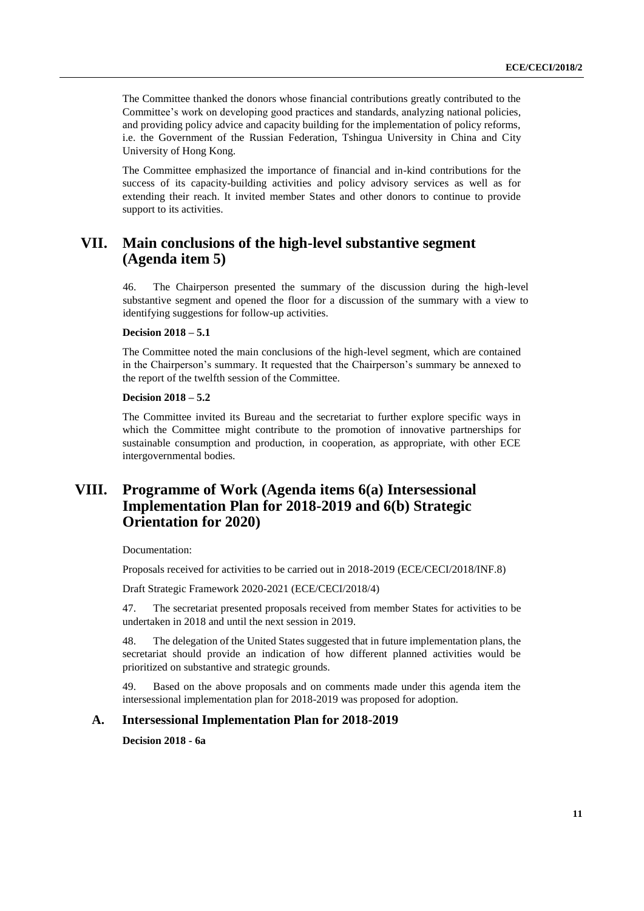The Committee thanked the donors whose financial contributions greatly contributed to the Committee's work on developing good practices and standards, analyzing national policies, and providing policy advice and capacity building for the implementation of policy reforms, i.e. the Government of the Russian Federation, Tshingua University in China and City University of Hong Kong.

The Committee emphasized the importance of financial and in-kind contributions for the success of its capacity-building activities and policy advisory services as well as for extending their reach. It invited member States and other donors to continue to provide support to its activities.

# VII. Main conclusions of the high-level substantive segment (Agenda item 5)

46. The Chairperson presented the summary of the discussion during the high-level substantive segment and opened the floor for a discussion of the summary with a view to identifying suggestions for follow-up activities.

**Decision 2018 – 5.1**

The Committee noted the main conclusions of the high-level segment, which are contained in the Chairperson's summary. It requested that the Chairperson's summary be annexed to the report of the twelfth session of the Committee.

**Decision 2018 – 5.2**

The Committee invited its Bureau and the secretariat to further explore specific ways in which the Committee might contribute to the promotion of innovative partnerships for sustainable consumption and production, in cooperation, as appropriate, with other ECE intergovernmental bodies.

# VIII. Programme of Work (Agenda items 6(a) Intersessional Implementation Plan for 2018-2019 and 6(b) Strategic Orientation for 2020)

Documentation:

Proposals received for activities to be carried out in 2018-2019 (ECE/CECI/2018/INF.8)

Draft Strategic Framework 2020-2021 (ECE/CECI/2018/4)

47. The secretariat presented proposals received from member States for activities to be undertaken in 2018 and until the next session in 2019.

48. The delegation of the United States suggested that in future implementation plans, the secretariat should provide an indication of how different planned activities would be prioritized on substantive and strategic grounds.

49. Based on the above proposals and on comments made under this agenda item the intersessional implementation plan for 2018-2019 was proposed for adoption.

## A. Intersessional Implementation Plan for 2018-2019

**Decision 2018 - 6a**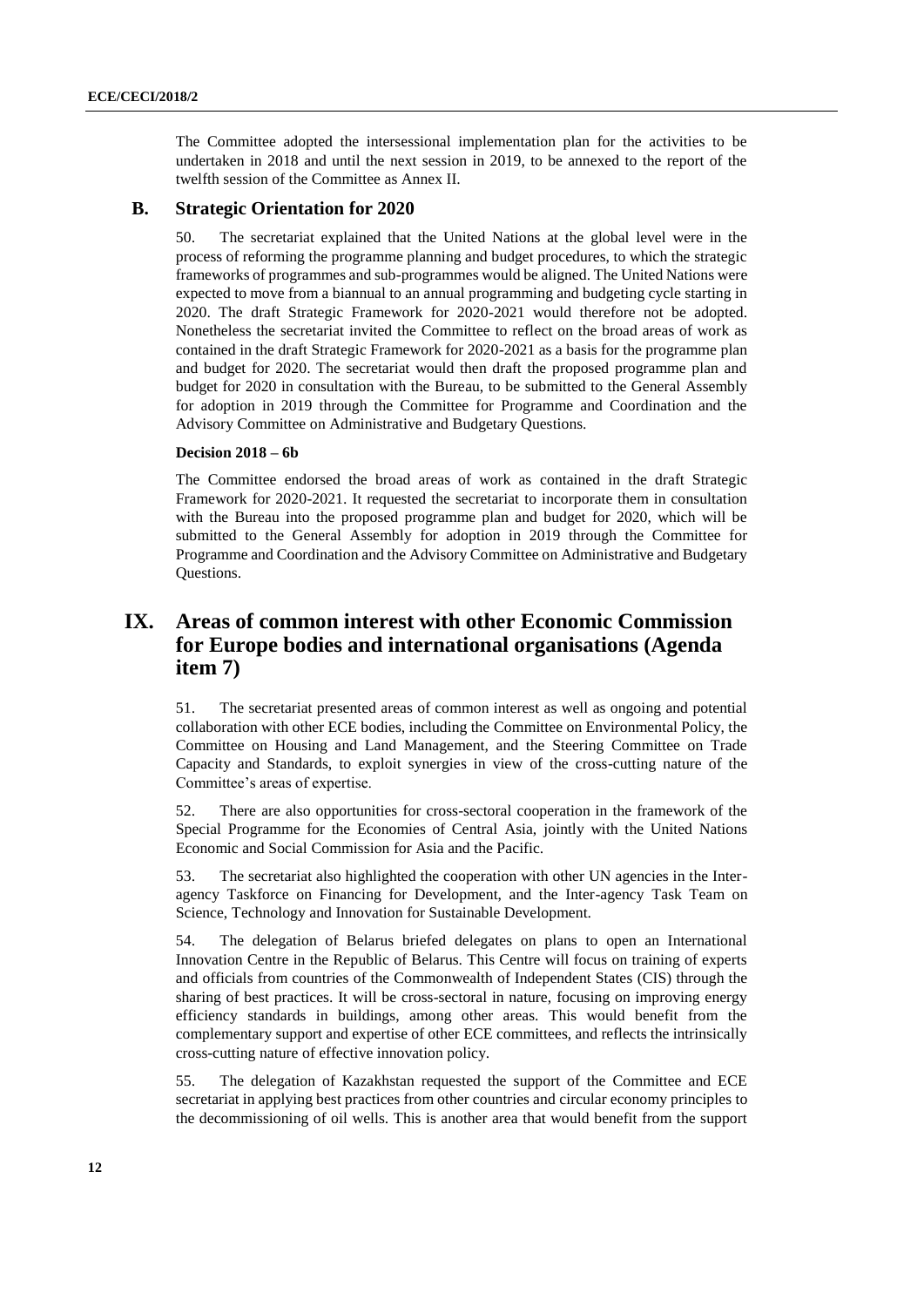The Committee adopted the intersessional implementation plan for the activities to be undertaken in 2018 and until the next session in 2019, to be annexed to the report of the twelfth session of the Committee as Annex II.

## B. Strategic Orientation for 2020

50. The secretariat explained that the United Nations at the global level were in the process of reforming the programme planning and budget procedures, to which the strategic frameworks of programmes and sub-programmes would be aligned. The United Nations were expected to move from a biannual to an annual programming and budgeting cycle starting in 2020. The draft Strategic Framework for 2020-2021 would therefore not be adopted. Nonetheless the secretariat invited the Committee to reflect on the broad areas of work as contained in the draft Strategic Framework for 2020-2021 as a basis for the programme plan and budget for 2020. The secretariat would then draft the proposed programme plan and budget for 2020 in consultation with the Bureau, to be submitted to the General Assembly for adoption in 2019 through the Committee for Programme and Coordination and the Advisory Committee on Administrative and Budgetary Questions.

**Decision 2018 – 6b**

The Committee endorsed the broad areas of work as contained in the draft Strategic Framework for 2020-2021. It requested the secretariat to incorporate them in consultation with the Bureau into the proposed programme plan and budget for 2020, which will be submitted to the General Assembly for adoption in 2019 through the Committee for Programme and Coordination and the Advisory Committee on Administrative and Budgetary Questions.

# IX. Areas of common interest with other Economic Commission for Europe bodies and international organisations (Agenda item 7)

51. The secretariat presented areas of common interest as well as ongoing and potential collaboration with other ECE bodies, including the Committee on Environmental Policy, the Committee on Housing and Land Management, and the Steering Committee on Trade Capacity and Standards, to exploit synergies in view of the cross-cutting nature of the Committee's areas of expertise.

52. There are also opportunities for cross-sectoral cooperation in the framework of the Special Programme for the Economies of Central Asia, jointly with the United Nations Economic and Social Commission for Asia and the Pacific.

53. The secretariat also highlighted the cooperation with other UN agencies in the Inter-agency Taskforce on Financing for Development, and the Inter-agency Task Team on Science, Technology and Innovation for Sustainable Development.

54. The delegation of Belarus briefed delegates on plans to open an International Innovation Centre in the Republic of Belarus. This Centre will focus on training of experts and officials from countries of the Commonwealth of Independent States (CIS) through the sharing of best practices. It will be cross-sectoral in nature, focusing on improving energy efficiency standards in buildings, among other areas. This would benefit from the complementary support and expertise of other ECE committees, and reflects the intrinsically cross-cutting nature of effective innovation policy.

55. The delegation of Kazakhstan requested the support of the Committee and ECE secretariat in applying best practices from other countries and circular economy principles to the decommissioning of oil wells. This is another area that would benefit from the support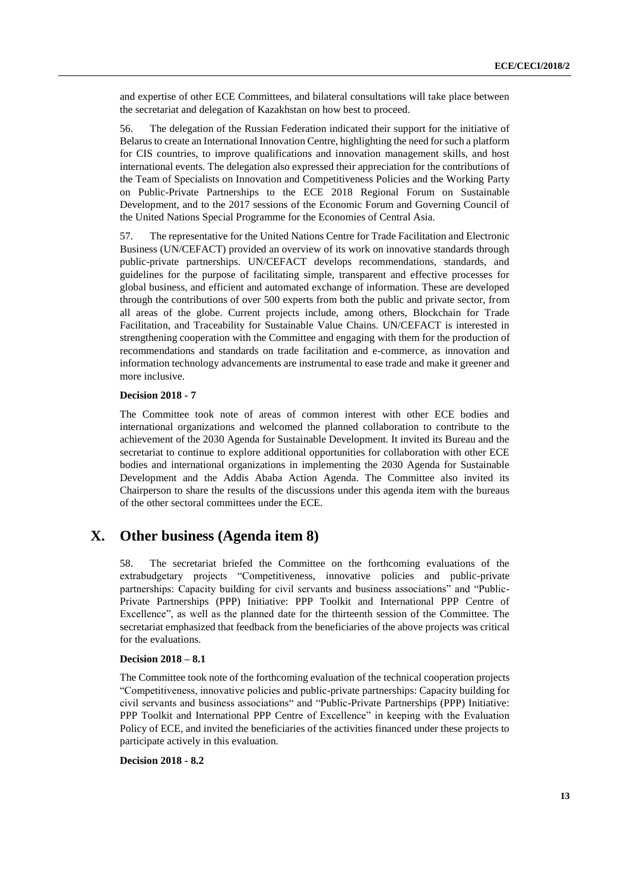and expertise of other ECE Committees, and bilateral consultations will take place between the secretariat and delegation of Kazakhstan on how best to proceed.

56. The delegation of the Russian Federation indicated their support for the initiative of Belarus to create an International Innovation Centre, highlighting the need for such a platform for CIS countries, to improve qualifications and innovation management skills, and host international events. The delegation also expressed their appreciation for the contributions of the Team of Specialists on Innovation and Competitiveness Policies and the Working Party on Public-Private Partnerships to the ECE 2018 Regional Forum on Sustainable Development, and to the 2017 sessions of the Economic Forum and Governing Council of the United Nations Special Programme for the Economies of Central Asia.

57. The representative for the United Nations Centre for Trade Facilitation and Electronic Business (UN/CEFACT) provided an overview of its work on innovative standards through public-private partnerships. UN/CEFACT develops recommendations, standards, and guidelines for the purpose of facilitating simple, transparent and effective processes for global business, and efficient and automated exchange of information. These are developed through the contributions of over 500 experts from both the public and private sector, from all areas of the globe. Current projects include, among others, Blockchain for Trade Facilitation, and Traceability for Sustainable Value Chains. UN/CEFACT is interested in strengthening cooperation with the Committee and engaging with them for the production of recommendations and standards on trade facilitation and e-commerce, as innovation and information technology advancements are instrumental to ease trade and make it greener and more inclusive.

**Decision 2018 - 7**

The Committee took note of areas of common interest with other ECE bodies and international organizations and welcomed the planned collaboration to contribute to the achievement of the 2030 Agenda for Sustainable Development. It invited its Bureau and the secretariat to continue to explore additional opportunities for collaboration with other ECE bodies and international organizations in implementing the 2030 Agenda for Sustainable Development and the Addis Ababa Action Agenda. The Committee also invited its Chairperson to share the results of the discussions under this agenda item with the bureaus of the other sectoral committees under the ECE.

# X. Other business (Agenda item 8)

58. The secretariat briefed the Committee on the forthcoming evaluations of the extrabudgetary projects "Competitiveness, innovative policies and public-private partnerships: Capacity building for civil servants and business associations" and "Public-Private Partnerships (PPP) Initiative: PPP Toolkit and International PPP Centre of Excellence", as well as the planned date for the thirteenth session of the Committee. The secretariat emphasized that feedback from the beneficiaries of the above projects was critical for the evaluations.

**Decision 2018 – 8.1**

The Committee took note of the forthcoming evaluation of the technical cooperation projects "Competitiveness, innovative policies and public-private partnerships: Capacity building for civil servants and business associations" and "Public-Private Partnerships (PPP) Initiative: PPP Toolkit and International PPP Centre of Excellence" in keeping with the Evaluation Policy of ECE, and invited the beneficiaries of the activities financed under these projects to participate actively in this evaluation.

**Decision 2018 - 8.2**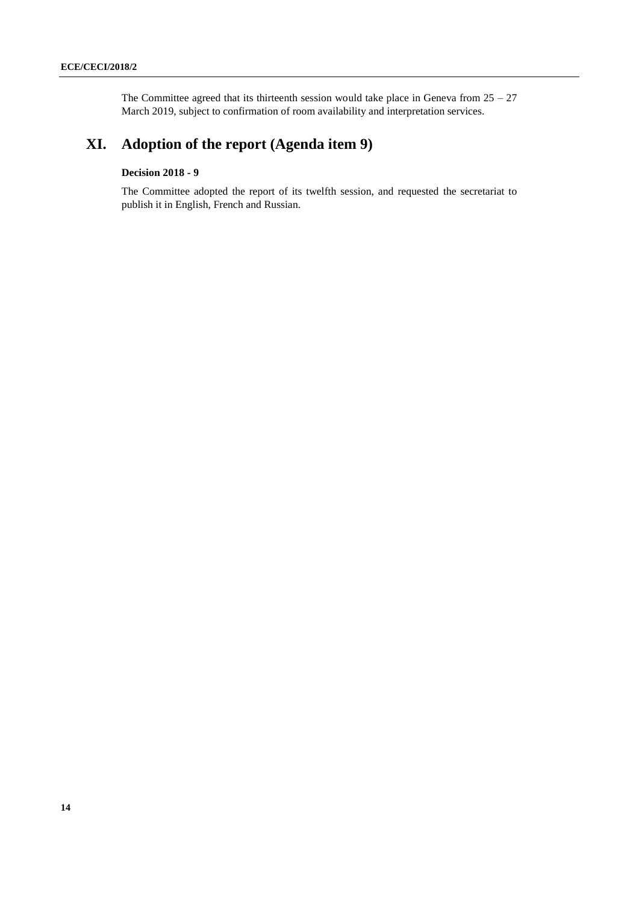The Committee agreed that its thirteenth session would take place in Geneva from 25 – 27 March 2019, subject to confirmation of room availability and interpretation services.

# XI. Adoption of the report (Agenda item 9)

**Decision 2018 - 9**

The Committee adopted the report of its twelfth session, and requested the secretariat to publish it in English, French and Russian.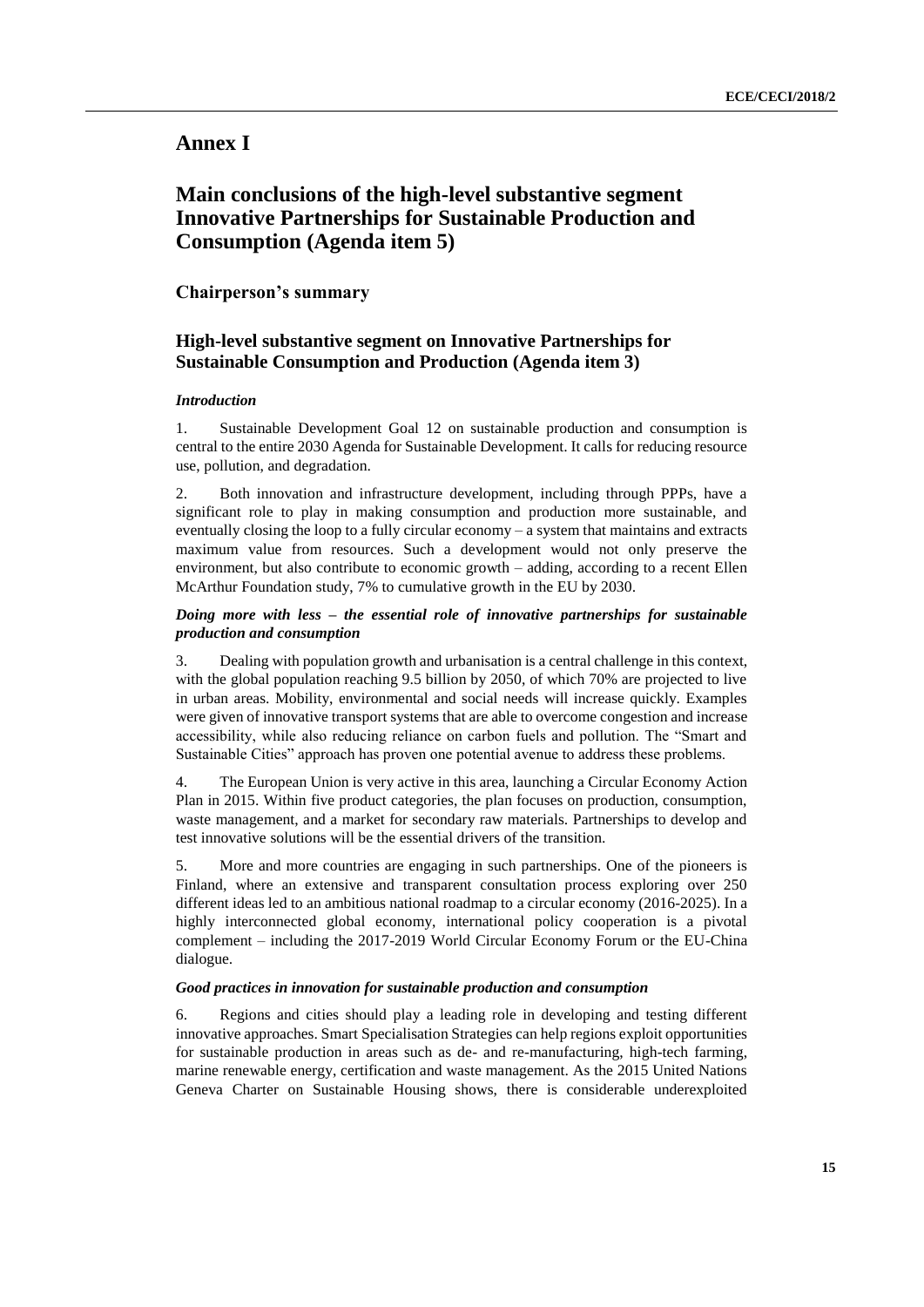# Annex I

## Main conclusions of the high-level substantive segment Innovative Partnerships for Sustainable Production and Consumption (Agenda item 5)

### Chairperson's summary

### High-level substantive segment on Innovative Partnerships for Sustainable Consumption and Production (Agenda item 3)

#### *Introduction*

1. Sustainable Development Goal 12 on sustainable production and consumption is central to the entire 2030 Agenda for Sustainable Development. It calls for reducing resource use, pollution, and degradation.

2. Both innovation and infrastructure development, including through PPPs, have a significant role to play in making consumption and production more sustainable, and eventually closing the loop to a fully circular economy – a system that maintains and extracts maximum value from resources. Such a development would not only preserve the environment, but also contribute to economic growth – adding, according to a recent Ellen McArthur Foundation study, 7% to cumulative growth in the EU by 2030.

#### *Doing more with less – the essential role of innovative partnerships for sustainable production and consumption*

3. Dealing with population growth and urbanisation is a central challenge in this context, with the global population reaching 9.5 billion by 2050, of which 70% are projected to live in urban areas. Mobility, environmental and social needs will increase quickly. Examples were given of innovative transport systems that are able to overcome congestion and increase accessibility, while also reducing reliance on carbon fuels and pollution. The "Smart and Sustainable Cities" approach has proven one potential avenue to address these problems.

4. The European Union is very active in this area, launching a Circular Economy Action Plan in 2015. Within five product categories, the plan focuses on production, consumption, waste management, and a market for secondary raw materials. Partnerships to develop and test innovative solutions will be the essential drivers of the transition.

5. More and more countries are engaging in such partnerships. One of the pioneers is Finland, where an extensive and transparent consultation process exploring over 250 different ideas led to an ambitious national roadmap to a circular economy (2016-2025). In a highly interconnected global economy, international policy cooperation is a pivotal complement – including the 2017-2019 World Circular Economy Forum or the EU-China dialogue.

#### *Good practices in innovation for sustainable production and consumption*

6. Regions and cities should play a leading role in developing and testing different innovative approaches. Smart Specialisation Strategies can help regions exploit opportunities for sustainable production in areas such as de- and re-manufacturing, high-tech farming, marine renewable energy, certification and waste management. As the 2015 United Nations Geneva Charter on Sustainable Housing shows, there is considerable underexploited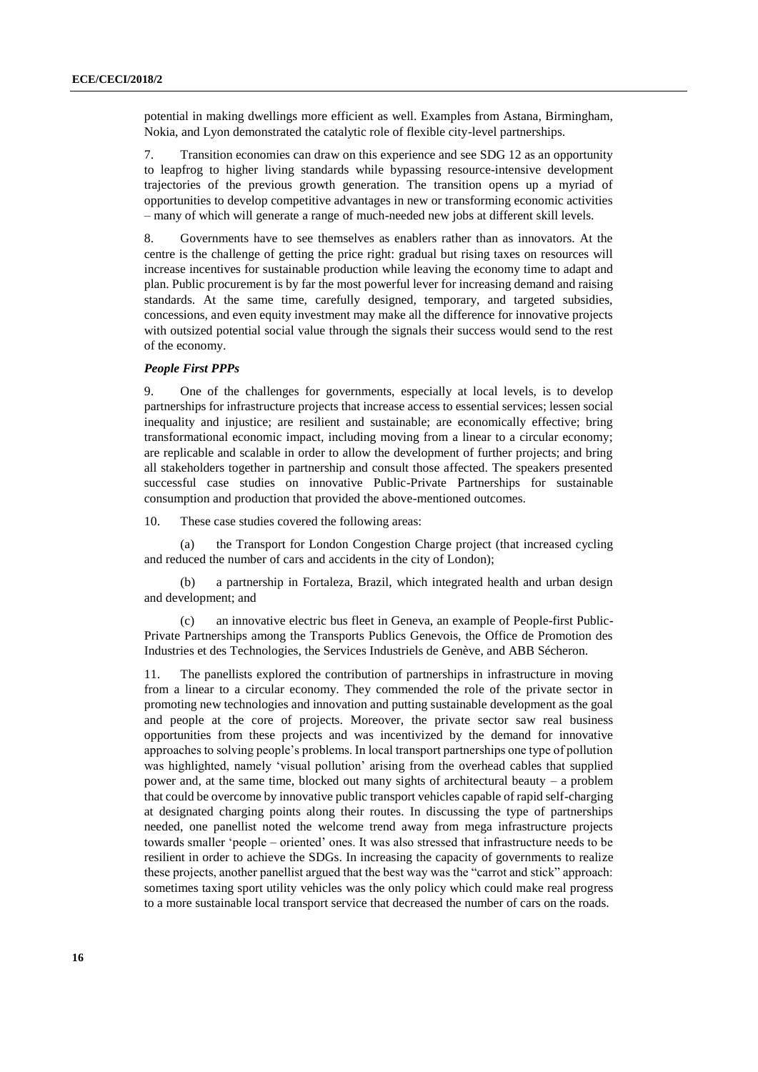potential in making dwellings more efficient as well. Examples from Astana, Birmingham, Nokia, and Lyon demonstrated the catalytic role of flexible city-level partnerships.

7. Transition economies can draw on this experience and see SDG 12 as an opportunity to leapfrog to higher living standards while bypassing resource-intensive development trajectories of the previous growth generation. The transition opens up a myriad of opportunities to develop competitive advantages in new or transforming economic activities – many of which will generate a range of much-needed new jobs at different skill levels.

8. Governments have to see themselves as enablers rather than as innovators. At the centre is the challenge of getting the price right: gradual but rising taxes on resources will increase incentives for sustainable production while leaving the economy time to adapt and plan. Public procurement is by far the most powerful lever for increasing demand and raising standards. At the same time, carefully designed, temporary, and targeted subsidies, concessions, and even equity investment may make all the difference for innovative projects with outsized potential social value through the signals their success would send to the rest of the economy.

### *People First PPPs*

9. One of the challenges for governments, especially at local levels, is to develop partnerships for infrastructure projects that increase access to essential services; lessen social inequality and injustice; are resilient and sustainable; are economically effective; bring transformational economic impact, including moving from a linear to a circular economy; are replicable and scalable in order to allow the development of further projects; and bring all stakeholders together in partnership and consult those affected. The speakers presented successful case studies on innovative Public-Private Partnerships for sustainable consumption and production that provided the above-mentioned outcomes.

10. These case studies covered the following areas:

(a) the Transport for London Congestion Charge project (that increased cycling and reduced the number of cars and accidents in the city of London);

(b) a partnership in Fortaleza, Brazil, which integrated health and urban design and development; and

(c) an innovative electric bus fleet in Geneva, an example of People-first Public-Private Partnerships among the Transports Publics Genevois, the Office de Promotion des Industries et des Technologies, the Services Industriels de Genève, and ABB Sécheron.

11. The panellists explored the contribution of partnerships in infrastructure in moving from a linear to a circular economy. They commended the role of the private sector in promoting new technologies and innovation and putting sustainable development as the goal and people at the core of projects. Moreover, the private sector saw real business opportunities from these projects and was incentivized by the demand for innovative approaches to solving people's problems. In local transport partnerships one type of pollution was highlighted, namely 'visual pollution' arising from the overhead cables that supplied power and, at the same time, blocked out many sights of architectural beauty – a problem that could be overcome by innovative public transport vehicles capable of rapid self-charging at designated charging points along their routes. In discussing the type of partnerships needed, one panellist noted the welcome trend away from mega infrastructure projects towards smaller 'people – oriented' ones. It was also stressed that infrastructure needs to be resilient in order to achieve the SDGs. In increasing the capacity of governments to realize these projects, another panellist argued that the best way was the "carrot and stick" approach: sometimes taxing sport utility vehicles was the only policy which could make real progress to a more sustainable local transport service that decreased the number of cars on the roads.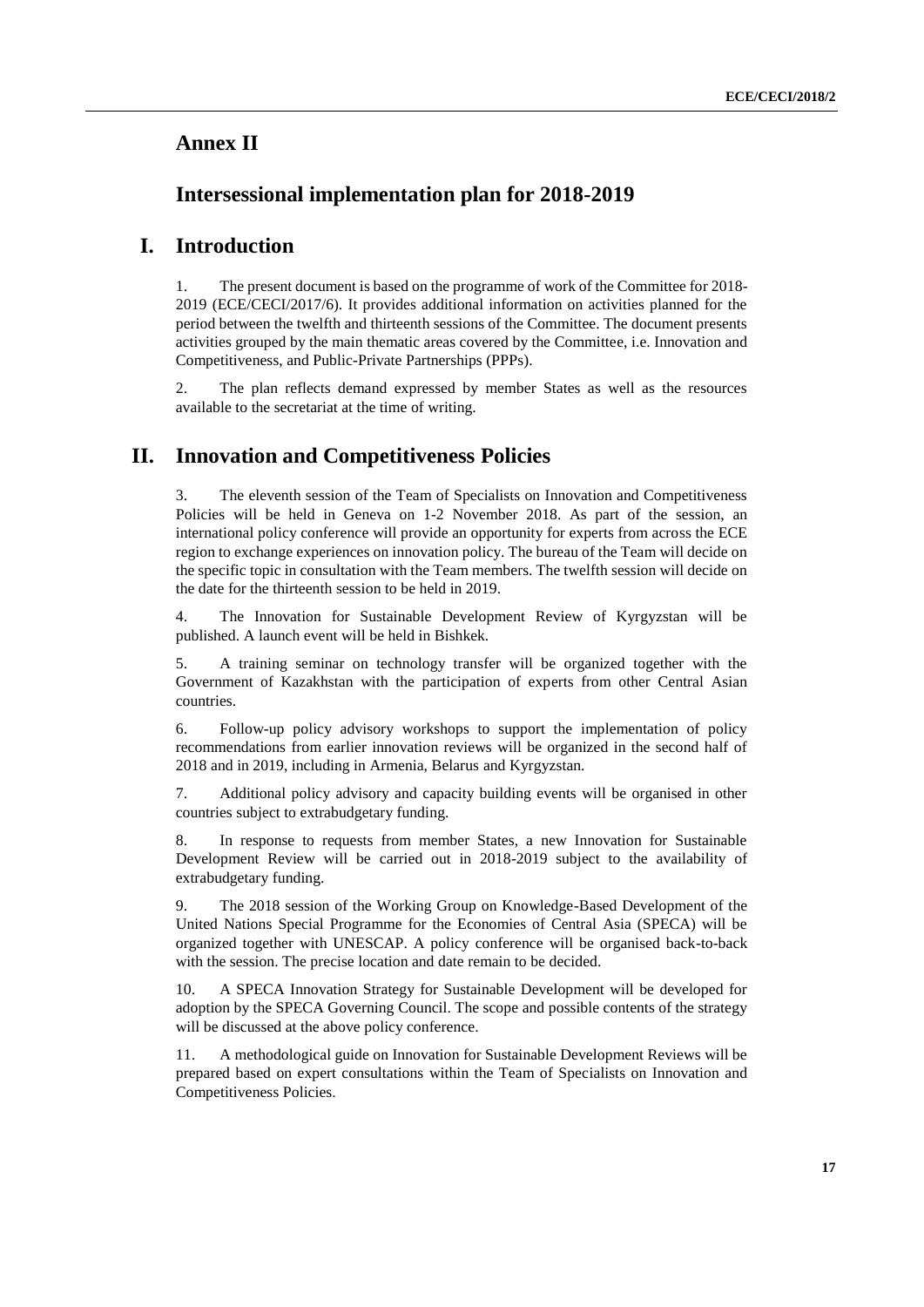# Annex II

# Intersessional implementation plan for 2018-2019

## I. Introduction

1. The present document is based on the programme of work of the Committee for 2018-2019 (ECE/CECI/2017/6). It provides additional information on activities planned for the period between the twelfth and thirteenth sessions of the Committee. The document presents activities grouped by the main thematic areas covered by the Committee, i.e. Innovation and Competitiveness, and Public-Private Partnerships (PPPs).

2. The plan reflects demand expressed by member States as well as the resources available to the secretariat at the time of writing.

## II. Innovation and Competitiveness Policies

3. The eleventh session of the Team of Specialists on Innovation and Competitiveness Policies will be held in Geneva on 1-2 November 2018. As part of the session, an international policy conference will provide an opportunity for experts from across the ECE region to exchange experiences on innovation policy. The bureau of the Team will decide on the specific topic in consultation with the Team members. The twelfth session will decide on the date for the thirteenth session to be held in 2019.

4. The Innovation for Sustainable Development Review of Kyrgyzstan will be published. A launch event will be held in Bishkek.

5. A training seminar on technology transfer will be organized together with the Government of Kazakhstan with the participation of experts from other Central Asian countries.

6. Follow-up policy advisory workshops to support the implementation of policy recommendations from earlier innovation reviews will be organized in the second half of 2018 and in 2019, including in Armenia, Belarus and Kyrgyzstan.

7. Additional policy advisory and capacity building events will be organised in other countries subject to extrabudgetary funding.

8. In response to requests from member States, a new Innovation for Sustainable Development Review will be carried out in 2018-2019 subject to the availability of extrabudgetary funding.

9. The 2018 session of the Working Group on Knowledge-Based Development of the United Nations Special Programme for the Economies of Central Asia (SPECA) will be organized together with UNESCAP. A policy conference will be organised back-to-back with the session. The precise location and date remain to be decided.

10. A SPECA Innovation Strategy for Sustainable Development will be developed for adoption by the SPECA Governing Council. The scope and possible contents of the strategy will be discussed at the above policy conference.

11. A methodological guide on Innovation for Sustainable Development Reviews will be prepared based on expert consultations within the Team of Specialists on Innovation and Competitiveness Policies.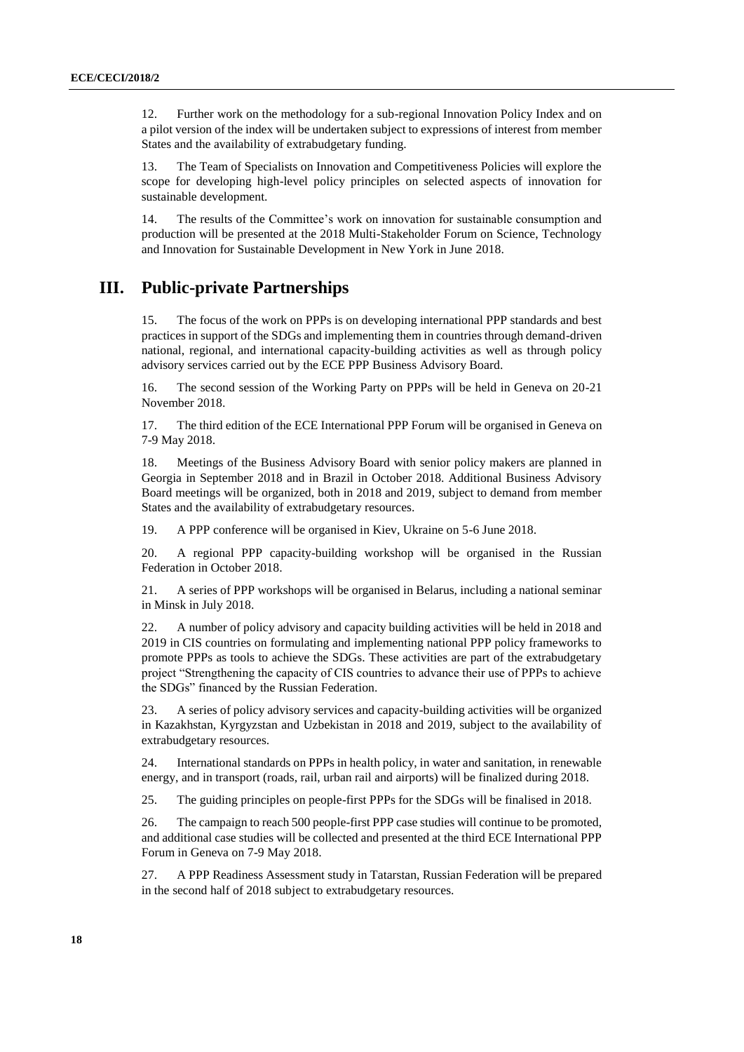12. Further work on the methodology for a sub-regional Innovation Policy Index and on a pilot version of the index will be undertaken subject to expressions of interest from member States and the availability of extrabudgetary funding.

13. The Team of Specialists on Innovation and Competitiveness Policies will explore the scope for developing high-level policy principles on selected aspects of innovation for sustainable development.

14. The results of the Committee's work on innovation for sustainable consumption and production will be presented at the 2018 Multi-Stakeholder Forum on Science, Technology and Innovation for Sustainable Development in New York in June 2018.

## III. Public-private Partnerships

15. The focus of the work on PPPs is on developing international PPP standards and best practices in support of the SDGs and implementing them in countries through demand-driven national, regional, and international capacity-building activities as well as through policy advisory services carried out by the ECE PPP Business Advisory Board.

16. The second session of the Working Party on PPPs will be held in Geneva on 20-21 November 2018.

17. The third edition of the ECE International PPP Forum will be organised in Geneva on 7-9 May 2018.

18. Meetings of the Business Advisory Board with senior policy makers are planned in Georgia in September 2018 and in Brazil in October 2018. Additional Business Advisory Board meetings will be organized, both in 2018 and 2019, subject to demand from member States and the availability of extrabudgetary resources.

19. A PPP conference will be organised in Kiev, Ukraine on 5-6 June 2018.

20. A regional PPP capacity-building workshop will be organised in the Russian Federation in October 2018.

21. A series of PPP workshops will be organised in Belarus, including a national seminar in Minsk in July 2018.

22. A number of policy advisory and capacity building activities will be held in 2018 and 2019 in CIS countries on formulating and implementing national PPP policy frameworks to promote PPPs as tools to achieve the SDGs. These activities are part of the extrabudgetary project "Strengthening the capacity of CIS countries to advance their use of PPPs to achieve the SDGs" financed by the Russian Federation.

23. A series of policy advisory services and capacity-building activities will be organized in Kazakhstan, Kyrgyzstan and Uzbekistan in 2018 and 2019, subject to the availability of extrabudgetary resources.

24. International standards on PPPs in health policy, in water and sanitation, in renewable energy, and in transport (roads, rail, urban rail and airports) will be finalized during 2018.

25. The guiding principles on people-first PPPs for the SDGs will be finalised in 2018.

26. The campaign to reach 500 people-first PPP case studies will continue to be promoted, and additional case studies will be collected and presented at the third ECE International PPP Forum in Geneva on 7-9 May 2018.

27. A PPP Readiness Assessment study in Tatarstan, Russian Federation will be prepared in the second half of 2018 subject to extrabudgetary resources.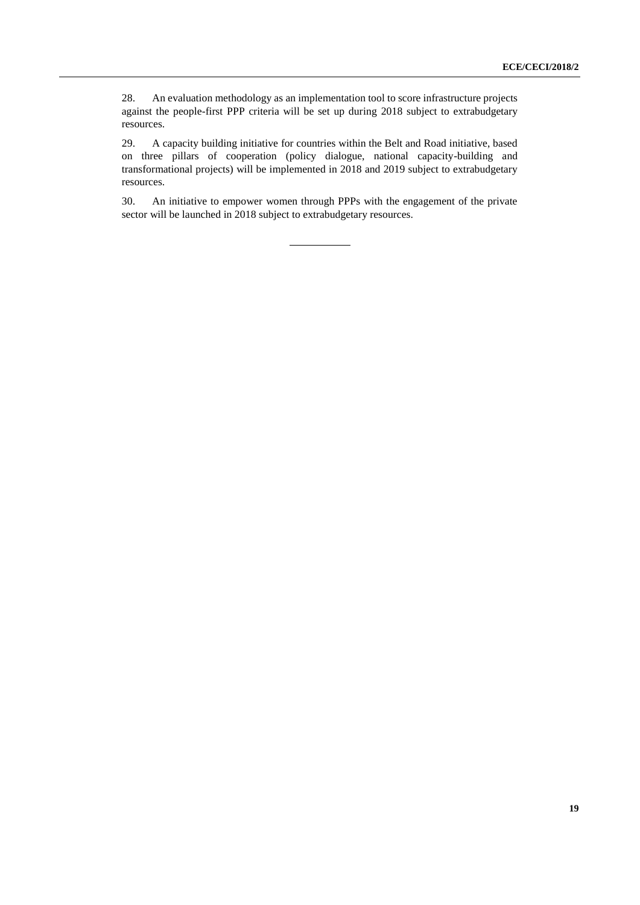28. An evaluation methodology as an implementation tool to score infrastructure projects against the people-first PPP criteria will be set up during 2018 subject to extrabudgetary resources.

29. A capacity building initiative for countries within the Belt and Road initiative, based on three pillars of cooperation (policy dialogue, national capacity-building and transformational projects) will be implemented in 2018 and 2019 subject to extrabudgetary resources.

30. An initiative to empower women through PPPs with the engagement of the private sector will be launched in 2018 subject to extrabudgetary resources.